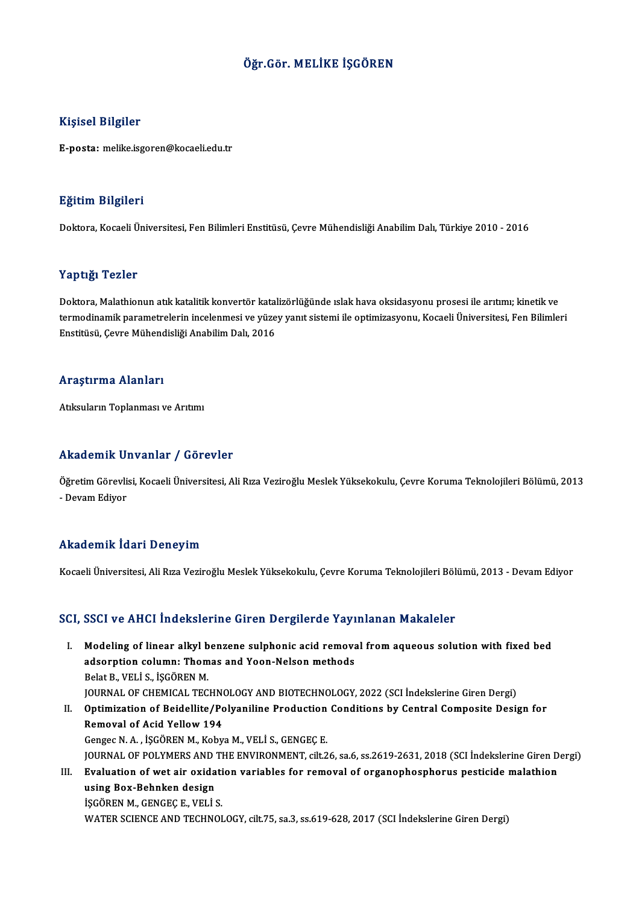# Öğr.Gör. MELİKE İŞGÖREN

## Kişisel Bilgiler

**E-posta:** melike.isgoren@kocaeli.edu.tr

## Eğitim Bilgileri

Doktora, Kocaeli Üniversitesi, Fen Bilimleri Enstitüsü, Çevre Mühendisliği Anabilim Dalı, Türkiye 2010 - 2016

## Yaptığı Tezler

Doktora, Malathionun atık katalitik konvertör katalizörlüğünde ıslak hava oksidasyonu prosesi ile arıtımı; kinetik ve termodinamik parametrelerin incelenmesi ve yüzey yanıt sistemi ile optimizasyonu, Kocaeli Üniversitesi, Fen Bilimleri Enstitüsü, Çevre Mühendisliği Anabilim Dalı, 2016

## Araştırma Alanları

Atıksuların Toplanması ve Arıtımı

## Akademik Unvanlar / Görevler

Öğretim Görevlisi, Kocaeli Üniversitesi, Ali Rıza Veziroğlu Meslek Yüksekokulu, Çevre Koruma Teknolojileri Bölümü, 2013 - Devam Ediyor

## Akademik İdari Deneyim

Kocaeli Üniversitesi, Ali Rıza Veziroğlu Meslek Yüksekokulu, Çevre Koruma Teknolojileri Bölümü, 2013 - Devam Ediyor

## SCI, SSCI ve AHCI İndekslerine Giren Dergilerde Yayınlanan Makaleler

I. **Modeling of linear alkyl benzene sulphonic acid removal from aqueous solution with fixed bed adsorption column: Thomas and Yoon-Nelson methods**
   Belat B., VELİ S., İŞGÖREN M.
   JOURNAL OF CHEMICAL TECHNOLOGY AND BIOTECHNOLOGY, 2022 (SCI İndekslerine Giren Dergi)

II. **Optimization of Beidellite/Polyaniline Production Conditions by Central Composite Design for Removal of Acid Yellow 194**
   Gengec N. A. , İŞGÖREN M., Kobya M., VELİ S., GENGEÇ E.
   JOURNAL OF POLYMERS AND THE ENVIRONMENT, cilt.26, sa.6, ss.2619-2631, 2018 (SCI İndekslerine Giren Dergi)

III. **Evaluation of wet air oxidation variables for removal of organophosphorus pesticide malathion using Box-Behnken design**
   İŞGÖREN M., GENGEÇ E., VELİ S.
   WATER SCIENCE AND TECHNOLOGY, cilt.75, sa.3, ss.619-628, 2017 (SCI İndekslerine Giren Dergi)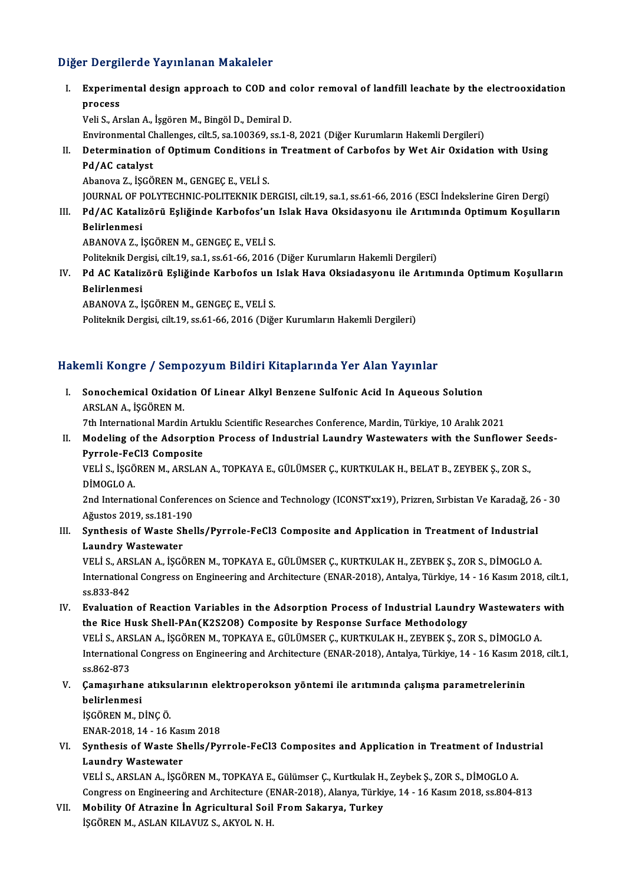## Diğer Dergilerde Yayınlanan Makaleler

I. **Experimental design approach to COD and color removal of landfill leachate by the electrooxidation process**
   Veli S., Arslan A., İşgören M., Bingöl D., Demiral D.
   Environmental Challenges, cilt.5, sa.100369, ss.1-8, 2021 (Diğer Kurumların Hakemli Dergileri)

II. **Determination of Optimum Conditions in Treatment of Carbofos by Wet Air Oxidation with Using Pd/AC catalyst**
   Abanova Z., İŞGÖREN M., GENGEÇ E., VELİ S.
   JOURNAL OF POLYTECHNIC-POLITEKNIK DERGISI, cilt.19, sa.1, ss.61-66, 2016 (ESCI İndekslerine Giren Dergi)

III. **Pd/AC Katalizörü Eşliğinde Karbofos'un Islak Hava Oksidasyonu ile Arıtımında Optimum Koşulların Belirlenmesi**
   ABANOVA Z., İŞGÖREN M., GENGEÇ E., VELİ S.
   Politeknik Dergisi, cilt.19, sa.1, ss.61-66, 2016 (Diğer Kurumların Hakemli Dergileri)

IV. **Pd AC Katalizörü Eşliğinde Karbofos un Islak Hava Oksiadasyonu ile Arıtımında Optimum Koşulların Belirlenmesi**
   ABANOVA Z., İŞGÖREN M., GENGEÇ E., VELİ S.
   Politeknik Dergisi, cilt.19, ss.61-66, 2016 (Diğer Kurumların Hakemli Dergileri)

## Hakemli Kongre / Sempozyum Bildiri Kitaplarında Yer Alan Yayınlar

I. **Sonochemical Oxidation Of Linear Alkyl Benzene Sulfonic Acid In Aqueous Solution**
   ARSLAN A., İŞGÖREN M.
   7th International Mardin Artuklu Scientific Researches Conference, Mardin, Türkiye, 10 Aralık 2021

II. **Modeling of the Adsorption Process of Industrial Laundry Wastewaters with the Sunflower Seeds-Pyrrole-FeCl3 Composite**
   VELİ S., İŞGÖREN M., ARSLAN A., TOPKAYA E., GÜLÜMSER Ç., KURTKULAK H., BELAT B., ZEYBEK Ş., ZOR S., DİMOGLO A.
   2nd International Conferences on Science and Technology (ICONST'xx19), Prizren, Sırbistan Ve Karadağ, 26 - 30 Ağustos 2019, ss.181-190

III. **Synthesis of Waste Shells/Pyrrole-FeCl3 Composite and Application in Treatment of Industrial Laundry Wastewater**
   VELİ S., ARSLAN A., İŞGÖREN M., TOPKAYA E., GÜLÜMSER Ç., KURTKULAK H., ZEYBEK Ş., ZOR S., DİMOGLO A.
   International Congress on Engineering and Architecture (ENAR-2018), Antalya, Türkiye, 14 - 16 Kasım 2018, cilt.1, ss.833-842

IV. **Evaluation of Reaction Variables in the Adsorption Process of Industrial Laundry Wastewaters with the Rice Husk Shell-PAn(K2S2O8) Composite by Response Surface Methodology**
   VELİ S., ARSLAN A., İŞGÖREN M., TOPKAYA E., GÜLÜMSER Ç., KURTKULAK H., ZEYBEK Ş., ZOR S., DİMOGLO A.
   International Congress on Engineering and Architecture (ENAR-2018), Antalya, Türkiye, 14 - 16 Kasım 2018, cilt.1, ss.862-873

V. **Çamaşırhane atıksularının elektroperokson yöntemi ile arıtımında çalışma parametrelerinin belirlenmesi**
   İŞGÖREN M., DİNÇ Ö.
   ENAR-2018, 14 - 16 Kasım 2018

VI. **Synthesis of Waste Shells/Pyrrole-FeCl3 Composites and Application in Treatment of Industrial Laundry Wastewater**
   VELİ S., ARSLAN A., İŞGÖREN M., TOPKAYA E., Gülümser Ç., Kurtkulak H., Zeybek Ş., ZOR S., DİMOGLO A.
   Congress on Engineering and Architecture (ENAR-2018), Alanya, Türkiye, 14 - 16 Kasım 2018, ss.804-813

VII. **Mobility Of Atrazine İn Agricultural Soil From Sakarya, Turkey**
   İŞGÖREN M., ASLAN KILAVUZ S., AKYOL N. H.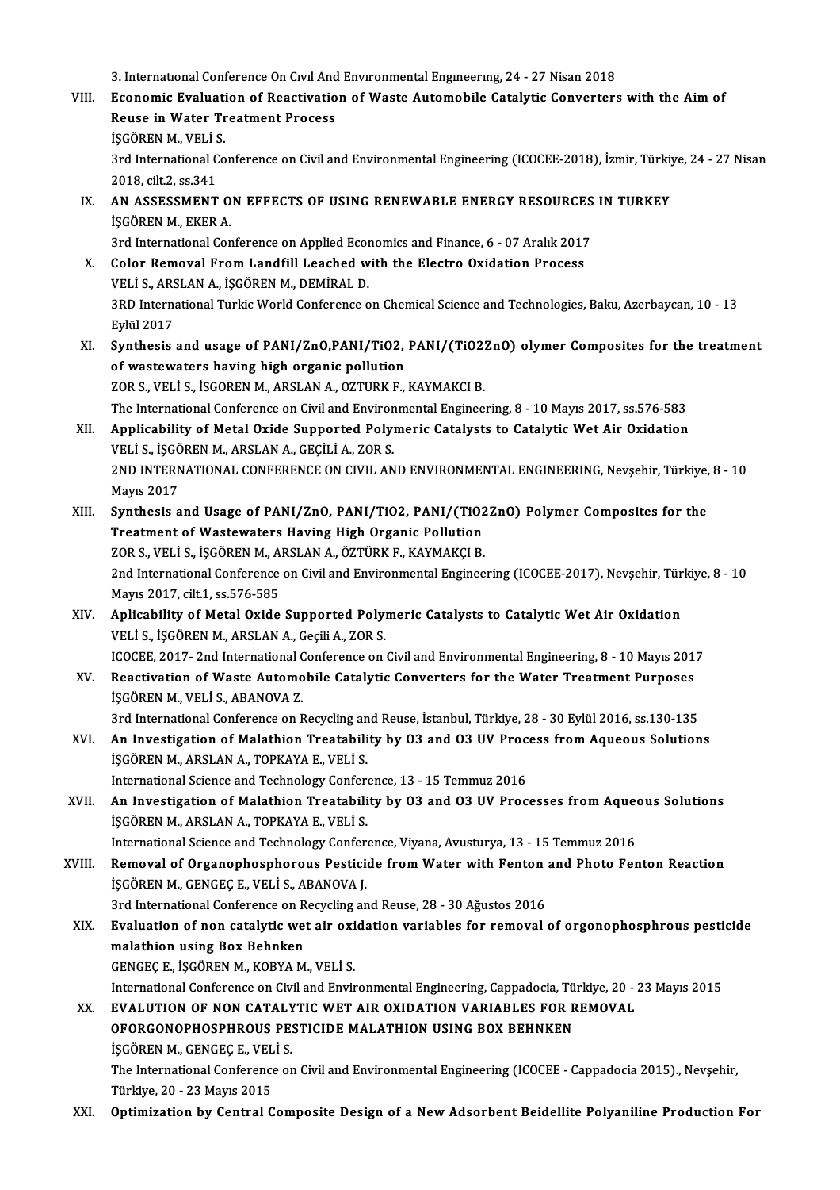3. Internatıonal Conference On Cıvıl And Envıronmental Engıneerıng, 24 - 27 Nisan 2018

VIII. **Economic Evaluation of Reactivation of Waste Automobile Catalytic Converters with the Aim of Reuse in Water Treatment Process**
İŞGÖREN M., VELİ S.
3rd International Conference on Civil and Environmental Engineering (ICOCEE-2018), İzmir, Türkiye, 24 - 27 Nisan 2018, cilt.2, ss.341

IX. **AN ASSESSMENT ON EFFECTS OF USING RENEWABLE ENERGY RESOURCES IN TURKEY**
İŞGÖREN M., EKER A.
3rd International Conference on Applied Economics and Finance, 6 - 07 Aralık 2017

X. **Color Removal From Landfill Leached with the Electro Oxidation Process**
VELİ S., ARSLAN A., İŞGÖREN M., DEMİRAL D.
3RD International Turkic World Conference on Chemical Science and Technologies, Baku, Azerbaycan, 10 - 13 Eylül 2017

XI. **Synthesis and usage of PANI/ZnO,PANI/TiO2, PANI/(TiO2ZnO) olymer Composites for the treatment of wastewaters having high organic pollution**
ZOR S., VELİ S., İSGOREN M., ARSLAN A., OZTURK F., KAYMAKCI B.
The International Conference on Civil and Environmental Engineering, 8 - 10 Mayıs 2017, ss.576-583

XII. **Applicability of Metal Oxide Supported Polymeric Catalysts to Catalytic Wet Air Oxidation**
VELİ S., İŞGÖREN M., ARSLAN A., GEÇİLİ A., ZOR S.
2ND INTERNATIONAL CONFERENCE ON CIVIL AND ENVIRONMENTAL ENGINEERING, Nevşehir, Türkiye, 8 - 10 Mayıs 2017

XIII. **Synthesis and Usage of PANI/ZnO, PANI/TiO2, PANI/(TiO2ZnO) Polymer Composites for the Treatment of Wastewaters Having High Organic Pollution**
ZOR S., VELİ S., İŞGÖREN M., ARSLAN A., ÖZTÜRK F., KAYMAKÇI B.
2nd International Conference on Civil and Environmental Engineering (ICOCEE-2017), Nevşehir, Türkiye, 8 - 10 Mayıs 2017, cilt.1, ss.576-585

XIV. **Aplicability of Metal Oxide Supported Polymeric Catalysts to Catalytic Wet Air Oxidation**
VELİ S., İŞGÖREN M., ARSLAN A., Geçili A., ZOR S.
ICOCEE, 2017- 2nd International Conference on Civil and Environmental Engineering, 8 - 10 Mayıs 2017

XV. **Reactivation of Waste Automobile Catalytic Converters for the Water Treatment Purposes**
İŞGÖREN M., VELİ S., ABANOVA Z.
3rd International Conference on Recycling and Reuse, İstanbul, Türkiye, 28 - 30 Eylül 2016, ss.130-135

XVI. **An Investigation of Malathion Treatability by O3 and O3 UV Process from Aqueous Solutions**
İŞGÖREN M., ARSLAN A., TOPKAYA E., VELİ S.
International Science and Technology Conference, 13 - 15 Temmuz 2016

XVII. **An Investigation of Malathion Treatability by O3 and O3 UV Processes from Aqueous Solutions**
İŞGÖREN M., ARSLAN A., TOPKAYA E., VELİ S.
International Science and Technology Conference, Viyana, Avusturya, 13 - 15 Temmuz 2016

XVIII. **Removal of Organophosphorous Pesticide from Water with Fenton and Photo Fenton Reaction**
İŞGÖREN M., GENGEÇ E., VELİ S., ABANOVA J.
3rd International Conference on Recycling and Reuse, 28 - 30 Ağustos 2016

XIX. **Evaluation of non catalytic wet air oxidation variables for removal of orgonophosphrous pesticide malathion using Box Behnken**
GENGEÇ E., İŞGÖREN M., KOBYA M., VELİ S.
International Conference on Civil and Environmental Engineering, Cappadocia, Türkiye, 20 - 23 Mayıs 2015

XX. **EVALUTION OF NON CATALYTIC WET AIR OXIDATION VARIABLES FOR REMOVAL OFORGONOPHOSPHROUS PESTICIDE MALATHION USING BOX BEHNKEN**
İŞGÖREN M., GENGEÇ E., VELİ S.
The International Conference on Civil and Environmental Engineering (ICOCEE - Cappadocia 2015)., Nevşehir, Türkiye, 20 - 23 Mayıs 2015

XXI. **Optimization by Central Composite Design of a New Adsorbent Beidellite Polyaniline Production For**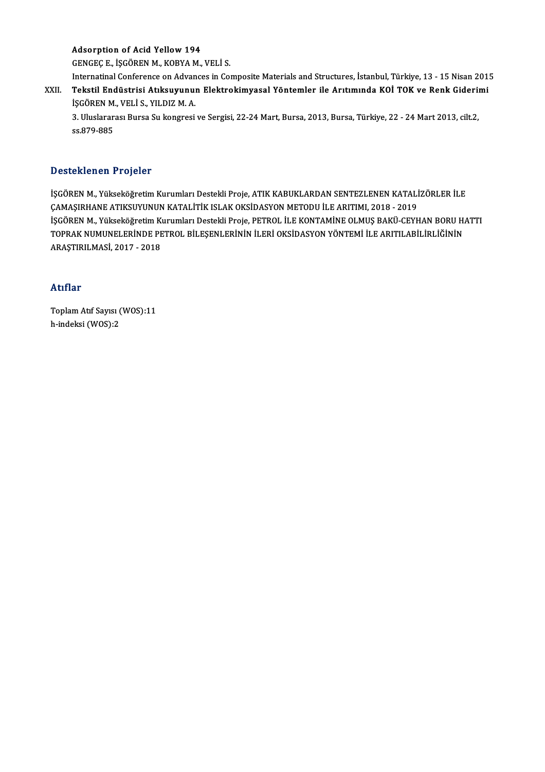**Adsorption of Acid Yellow 194**
GENGEÇ E., İŞGÖREN M., KOBYA M., VELİ S.
Internatinal Conference on Advances in Composite Materials and Structures, İstanbul, Türkiye, 13 - 15 Nisan 2015

XXII. **Tekstil Endüstrisi Atıksuyunun Elektrokimyasal Yöntemler ile Arıtımında KOİ TOK ve Renk Giderimi**
İŞGÖREN M., VELİ S., YILDIZ M. A.
3. Uluslararası Bursa Su kongresi ve Sergisi, 22-24 Mart, Bursa, 2013, Bursa, Türkiye, 22 - 24 Mart 2013, cilt.2, ss.879-885

## Desteklenen Projeler

İŞGÖREN M., Yükseköğretim Kurumları Destekli Proje, ATIK KABUKLARDAN SENTEZLENEN KATALİZÖRLER İLE ÇAMAŞIRHANE ATIKSUYUNUN KATALİTİK ISLAK OKSİDASYON METODU İLE ARITIMI, 2018 - 2019

İŞGÖREN M., Yükseköğretim Kurumları Destekli Proje, PETROL İLE KONTAMİNE OLMUŞ BAKÜ-CEYHAN BORU HATTI TOPRAK NUMUNELERİNDE PETROL BİLEŞENLERİNİN İLERİ OKSİDASYON YÖNTEMİ İLE ARITILABİLİRLİĞİNİN ARAŞTIRILMASİ, 2017 - 2018

## Atıflar

Toplam Atıf Sayısı (WOS):11
h-indeksi (WOS):2